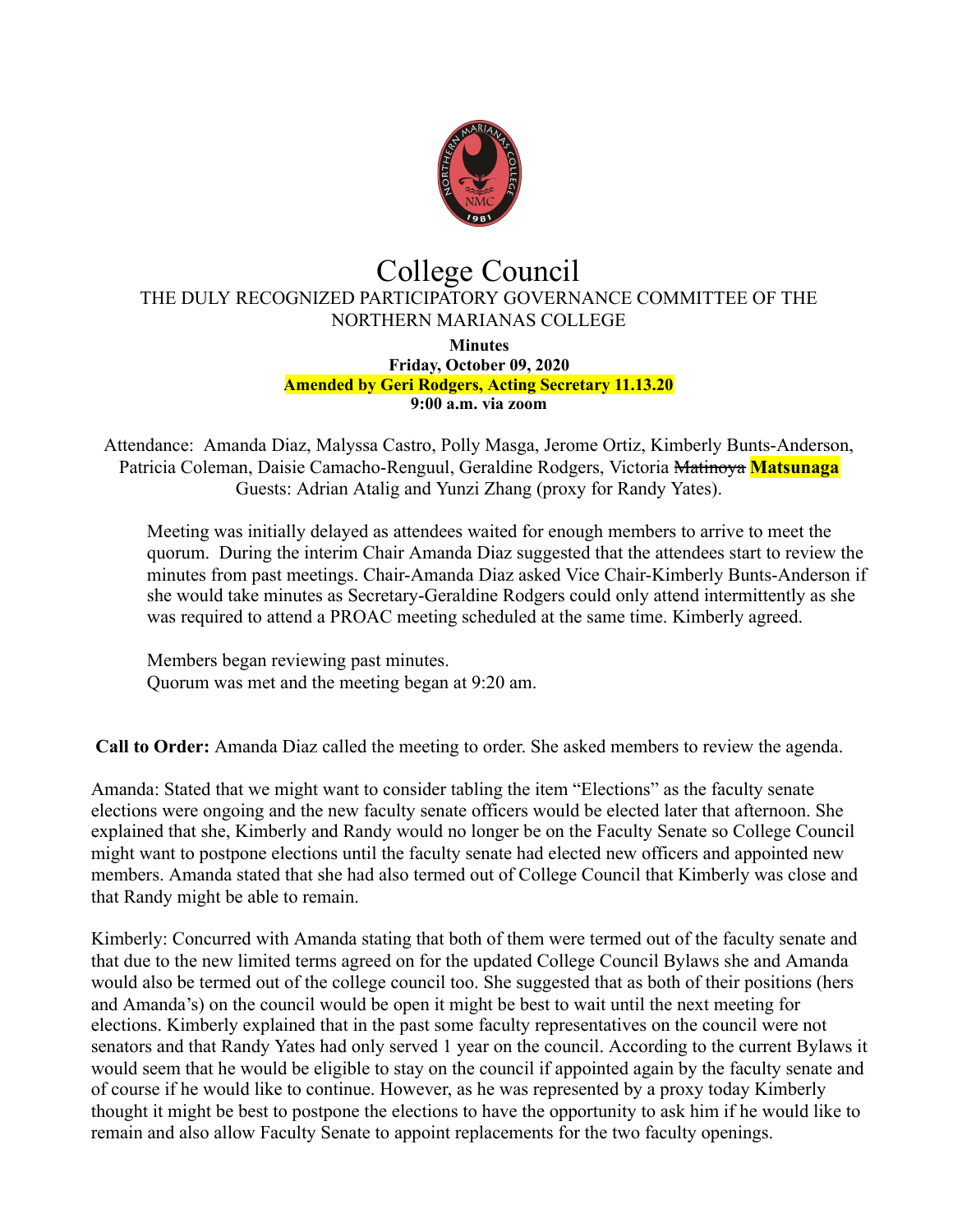# College Council

THE DULY RECOGNIZED PARTICIPATORY GOVERNANCE COMMITTEE OF THE NORTHERN MARIANAS COLLEGE

**Minutes**
**Friday, October 09, 2020**
**Amended by Geri Rodgers, Acting Secretary 11.13.20**
**9:00 a.m. via zoom**

Attendance: Amanda Diaz, Malyssa Castro, Polly Masga, Jerome Ortiz, Kimberly Bunts-Anderson, Patricia Coleman, Daisie Camacho-Renguul, Geraldine Rodgers, Victoria ~~Matinoya~~ **Matsunaga**
Guests: Adrian Atalig and Yunzi Zhang (proxy for Randy Yates).

Meeting was initially delayed as attendees waited for enough members to arrive to meet the quorum. During the interim Chair Amanda Diaz suggested that the attendees start to review the minutes from past meetings. Chair-Amanda Diaz asked Vice Chair-Kimberly Bunts-Anderson if she would take minutes as Secretary-Geraldine Rodgers could only attend intermittently as she was required to attend a PROAC meeting scheduled at the same time. Kimberly agreed.

Members began reviewing past minutes.
Quorum was met and the meeting began at 9:20 am.

**Call to Order:** Amanda Diaz called the meeting to order. She asked members to review the agenda.

Amanda: Stated that we might want to consider tabling the item "Elections" as the faculty senate elections were ongoing and the new faculty senate officers would be elected later that afternoon. She explained that she, Kimberly and Randy would no longer be on the Faculty Senate so College Council might want to postpone elections until the faculty senate had elected new officers and appointed new members. Amanda stated that she had also termed out of College Council that Kimberly was close and that Randy might be able to remain.

Kimberly: Concurred with Amanda stating that both of them were termed out of the faculty senate and that due to the new limited terms agreed on for the updated College Council Bylaws she and Amanda would also be termed out of the college council too. She suggested that as both of their positions (hers and Amanda's) on the council would be open it might be best to wait until the next meeting for elections. Kimberly explained that in the past some faculty representatives on the council were not senators and that Randy Yates had only served 1 year on the council. According to the current Bylaws it would seem that he would be eligible to stay on the council if appointed again by the faculty senate and of course if he would like to continue. However, as he was represented by a proxy today Kimberly thought it might be best to postpone the elections to have the opportunity to ask him if he would like to remain and also allow Faculty Senate to appoint replacements for the two faculty openings.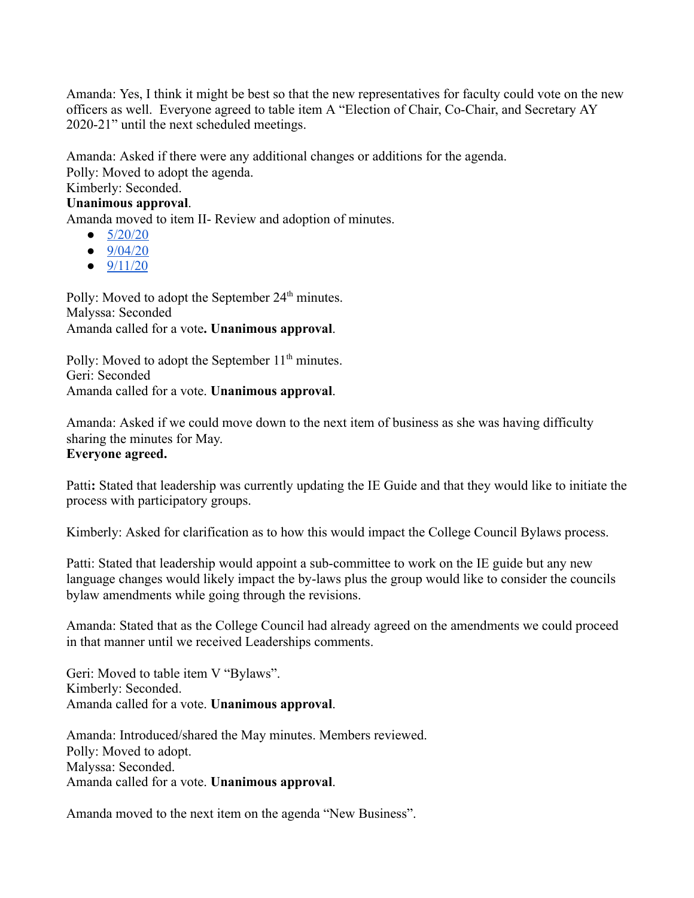Amanda: Yes, I think it might be best so that the new representatives for faculty could vote on the new officers as well. Everyone agreed to table item A "Election of Chair, Co-Chair, and Secretary AY 2020-21" until the next scheduled meetings.

Amanda: Asked if there were any additional changes or additions for the agenda.
Polly: Moved to adopt the agenda.
Kimberly: Seconded.
**Unanimous approval**.
Amanda moved to item II- Review and adoption of minutes.

- 5/20/20
- 9/04/20
- 9/11/20

Polly: Moved to adopt the September 24th minutes.
Malyssa: Seconded
Amanda called for a vote**. Unanimous approval**.

Polly: Moved to adopt the September 11th minutes.
Geri: Seconded
Amanda called for a vote. **Unanimous approval**.

Amanda: Asked if we could move down to the next item of business as she was having difficulty sharing the minutes for May.
**Everyone agreed.**

Patti**:** Stated that leadership was currently updating the IE Guide and that they would like to initiate the process with participatory groups.

Kimberly: Asked for clarification as to how this would impact the College Council Bylaws process.

Patti: Stated that leadership would appoint a sub-committee to work on the IE guide but any new language changes would likely impact the by-laws plus the group would like to consider the councils bylaw amendments while going through the revisions.

Amanda: Stated that as the College Council had already agreed on the amendments we could proceed in that manner until we received Leaderships comments.

Geri: Moved to table item V "Bylaws".
Kimberly: Seconded.
Amanda called for a vote. **Unanimous approval**.

Amanda: Introduced/shared the May minutes. Members reviewed.
Polly: Moved to adopt.
Malyssa: Seconded.
Amanda called for a vote. **Unanimous approval**.

Amanda moved to the next item on the agenda "New Business".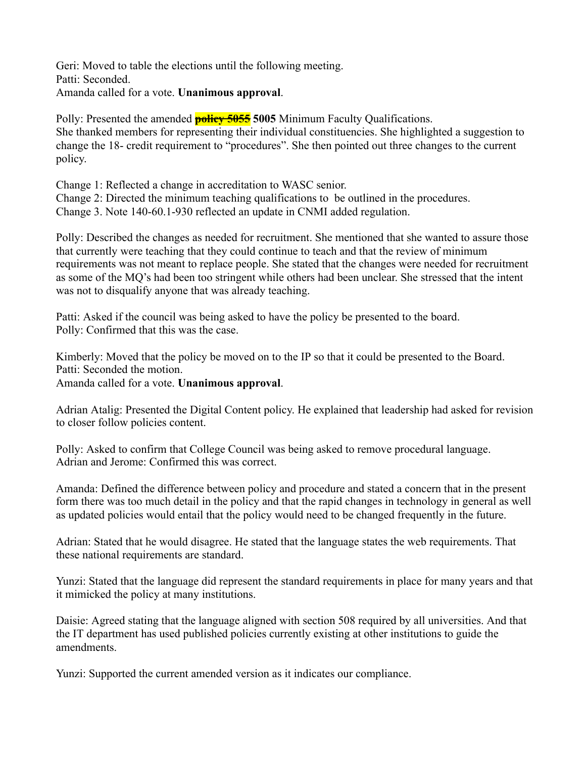Geri: Moved to table the elections until the following meeting.
Patti: Seconded.
Amanda called for a vote. **Unanimous approval**.

Polly: Presented the amended ~~**policy 5055**~~ **5005** Minimum Faculty Qualifications.
She thanked members for representing their individual constituencies. She highlighted a suggestion to change the 18- credit requirement to "procedures". She then pointed out three changes to the current policy.

Change 1: Reflected a change in accreditation to WASC senior.
Change 2: Directed the minimum teaching qualifications to be outlined in the procedures.
Change 3. Note 140-60.1-930 reflected an update in CNMI added regulation.

Polly: Described the changes as needed for recruitment. She mentioned that she wanted to assure those that currently were teaching that they could continue to teach and that the review of minimum requirements was not meant to replace people. She stated that the changes were needed for recruitment as some of the MQ's had been too stringent while others had been unclear. She stressed that the intent was not to disqualify anyone that was already teaching.

Patti: Asked if the council was being asked to have the policy be presented to the board.
Polly: Confirmed that this was the case.

Kimberly: Moved that the policy be moved on to the IP so that it could be presented to the Board.
Patti: Seconded the motion.
Amanda called for a vote. **Unanimous approval**.

Adrian Atalig: Presented the Digital Content policy. He explained that leadership had asked for revision to closer follow policies content.

Polly: Asked to confirm that College Council was being asked to remove procedural language.
Adrian and Jerome: Confirmed this was correct.

Amanda: Defined the difference between policy and procedure and stated a concern that in the present form there was too much detail in the policy and that the rapid changes in technology in general as well as updated policies would entail that the policy would need to be changed frequently in the future.

Adrian: Stated that he would disagree. He stated that the language states the web requirements. That these national requirements are standard.

Yunzi: Stated that the language did represent the standard requirements in place for many years and that it mimicked the policy at many institutions.

Daisie: Agreed stating that the language aligned with section 508 required by all universities. And that the IT department has used published policies currently existing at other institutions to guide the amendments.

Yunzi: Supported the current amended version as it indicates our compliance.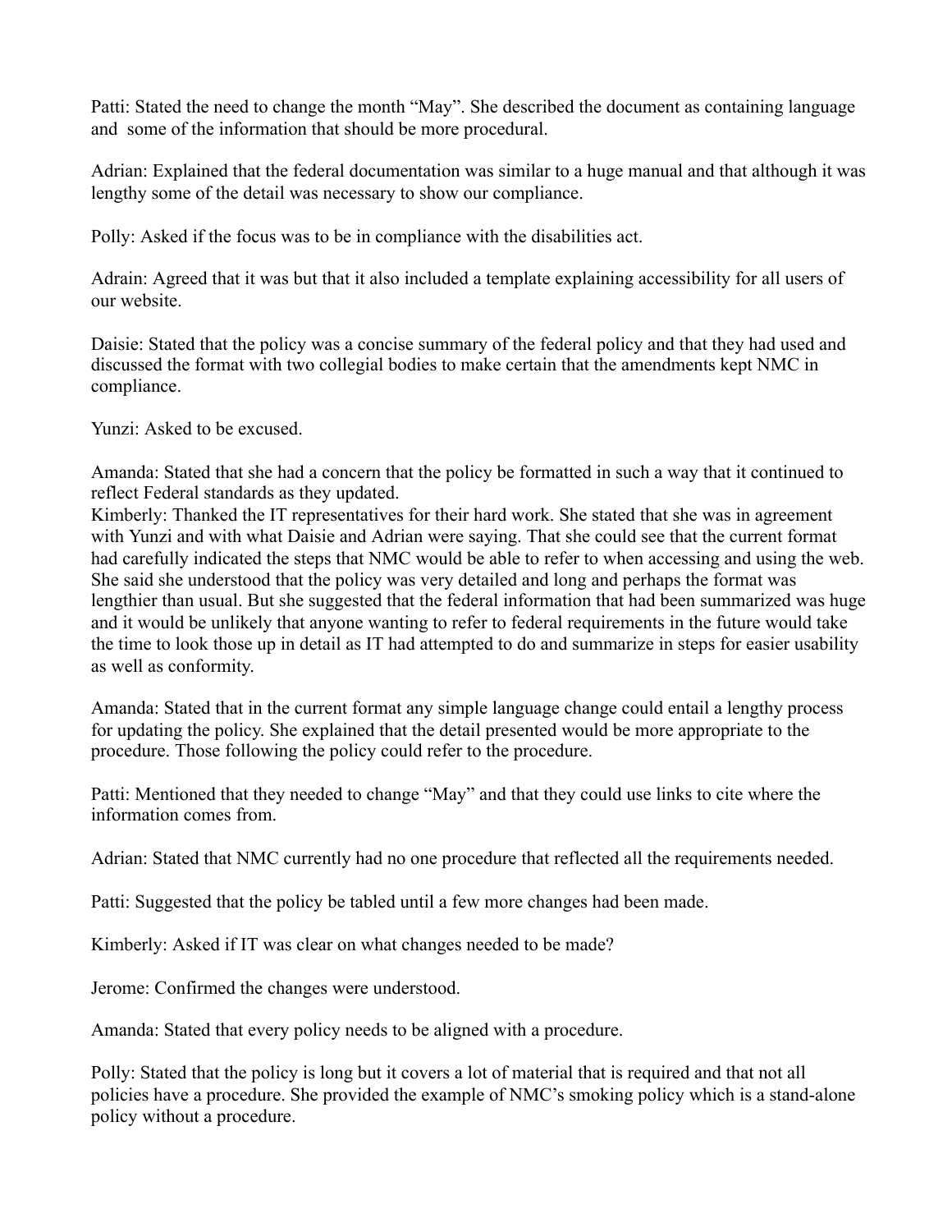Patti: Stated the need to change the month "May". She described the document as containing language and some of the information that should be more procedural.

Adrian: Explained that the federal documentation was similar to a huge manual and that although it was lengthy some of the detail was necessary to show our compliance.

Polly: Asked if the focus was to be in compliance with the disabilities act.

Adrain: Agreed that it was but that it also included a template explaining accessibility for all users of our website.

Daisie: Stated that the policy was a concise summary of the federal policy and that they had used and discussed the format with two collegial bodies to make certain that the amendments kept NMC in compliance.

Yunzi: Asked to be excused.

Amanda: Stated that she had a concern that the policy be formatted in such a way that it continued to reflect Federal standards as they updated.

Kimberly: Thanked the IT representatives for their hard work. She stated that she was in agreement with Yunzi and with what Daisie and Adrian were saying. That she could see that the current format had carefully indicated the steps that NMC would be able to refer to when accessing and using the web. She said she understood that the policy was very detailed and long and perhaps the format was lengthier than usual. But she suggested that the federal information that had been summarized was huge and it would be unlikely that anyone wanting to refer to federal requirements in the future would take the time to look those up in detail as IT had attempted to do and summarize in steps for easier usability as well as conformity.

Amanda: Stated that in the current format any simple language change could entail a lengthy process for updating the policy. She explained that the detail presented would be more appropriate to the procedure. Those following the policy could refer to the procedure.

Patti: Mentioned that they needed to change "May" and that they could use links to cite where the information comes from.

Adrian: Stated that NMC currently had no one procedure that reflected all the requirements needed.

Patti: Suggested that the policy be tabled until a few more changes had been made.

Kimberly: Asked if IT was clear on what changes needed to be made?

Jerome: Confirmed the changes were understood.

Amanda: Stated that every policy needs to be aligned with a procedure.

Polly: Stated that the policy is long but it covers a lot of material that is required and that not all policies have a procedure. She provided the example of NMC's smoking policy which is a stand-alone policy without a procedure.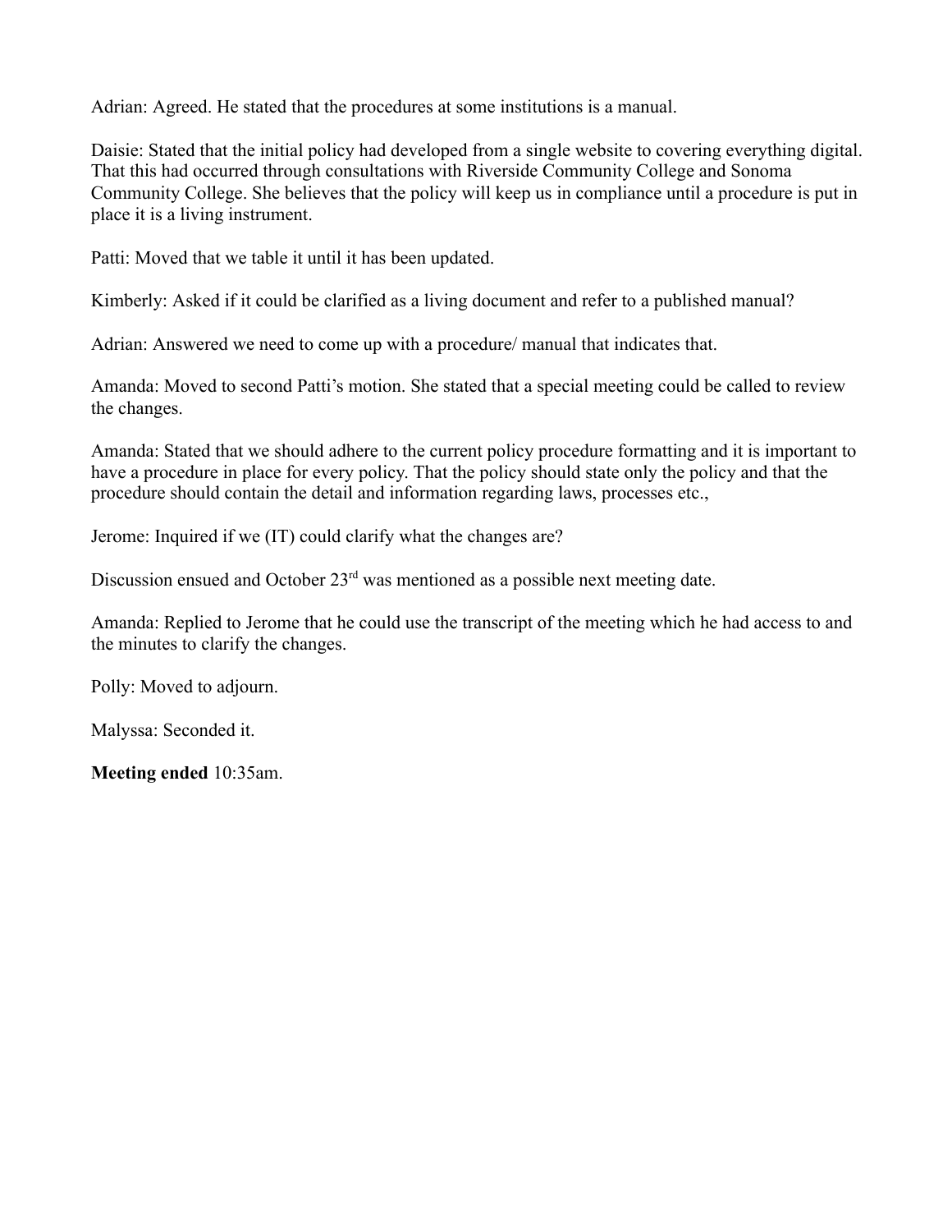Adrian: Agreed. He stated that the procedures at some institutions is a manual.

Daisie: Stated that the initial policy had developed from a single website to covering everything digital. That this had occurred through consultations with Riverside Community College and Sonoma Community College. She believes that the policy will keep us in compliance until a procedure is put in place it is a living instrument.

Patti: Moved that we table it until it has been updated.

Kimberly: Asked if it could be clarified as a living document and refer to a published manual?

Adrian: Answered we need to come up with a procedure/ manual that indicates that.

Amanda: Moved to second Patti's motion. She stated that a special meeting could be called to review the changes.

Amanda: Stated that we should adhere to the current policy procedure formatting and it is important to have a procedure in place for every policy. That the policy should state only the policy and that the procedure should contain the detail and information regarding laws, processes etc.,

Jerome: Inquired if we (IT) could clarify what the changes are?

Discussion ensued and October 23rd was mentioned as a possible next meeting date.

Amanda: Replied to Jerome that he could use the transcript of the meeting which he had access to and the minutes to clarify the changes.

Polly: Moved to adjourn.

Malyssa: Seconded it.

**Meeting ended** 10:35am.